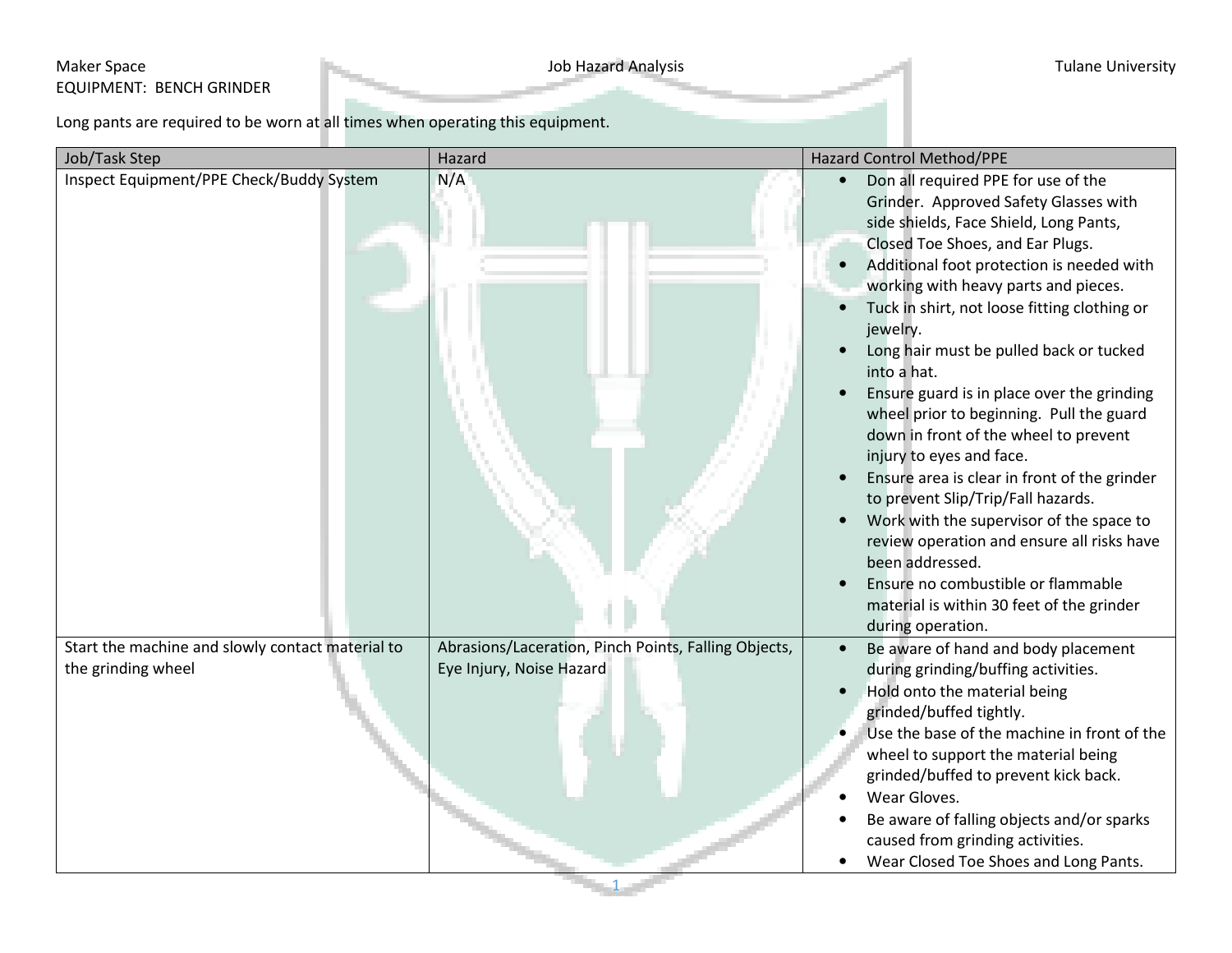Maker Space

EQUIPMENT: BENCH GRINDER

Job Hazard Analysis

Tulane University

Long pants are required to be worn at all times when operating this equipment.

| Job/Task Step | Hazard | Hazard Control Method/PPE |
|---|---|---|
| Inspect Equipment/PPE Check/Buddy System | N/A | • Don all required PPE for use of the Grinder. Approved Safety Glasses with side shields, Face Shield, Long Pants, Closed Toe Shoes, and Ear Plugs.<br>• Additional foot protection is needed with working with heavy parts and pieces.<br>• Tuck in shirt, not loose fitting clothing or jewelry.<br>• Long hair must be pulled back or tucked into a hat.<br>• Ensure guard is in place over the grinding wheel prior to beginning. Pull the guard down in front of the wheel to prevent injury to eyes and face.<br>• Ensure area is clear in front of the grinder to prevent Slip/Trip/Fall hazards.<br>• Work with the supervisor of the space to review operation and ensure all risks have been addressed.<br>• Ensure no combustible or flammable material is within 30 feet of the grinder during operation. |
| Start the machine and slowly contact material to the grinding wheel | Abrasions/Laceration, Pinch Points, Falling Objects, Eye Injury, Noise Hazard | • Be aware of hand and body placement during grinding/buffing activities.<br>• Hold onto the material being grinded/buffed tightly.<br>• Use the base of the machine in front of the wheel to support the material being grinded/buffed to prevent kick back.<br>• Wear Gloves.<br>• Be aware of falling objects and/or sparks caused from grinding activities.<br>• Wear Closed Toe Shoes and Long Pants. |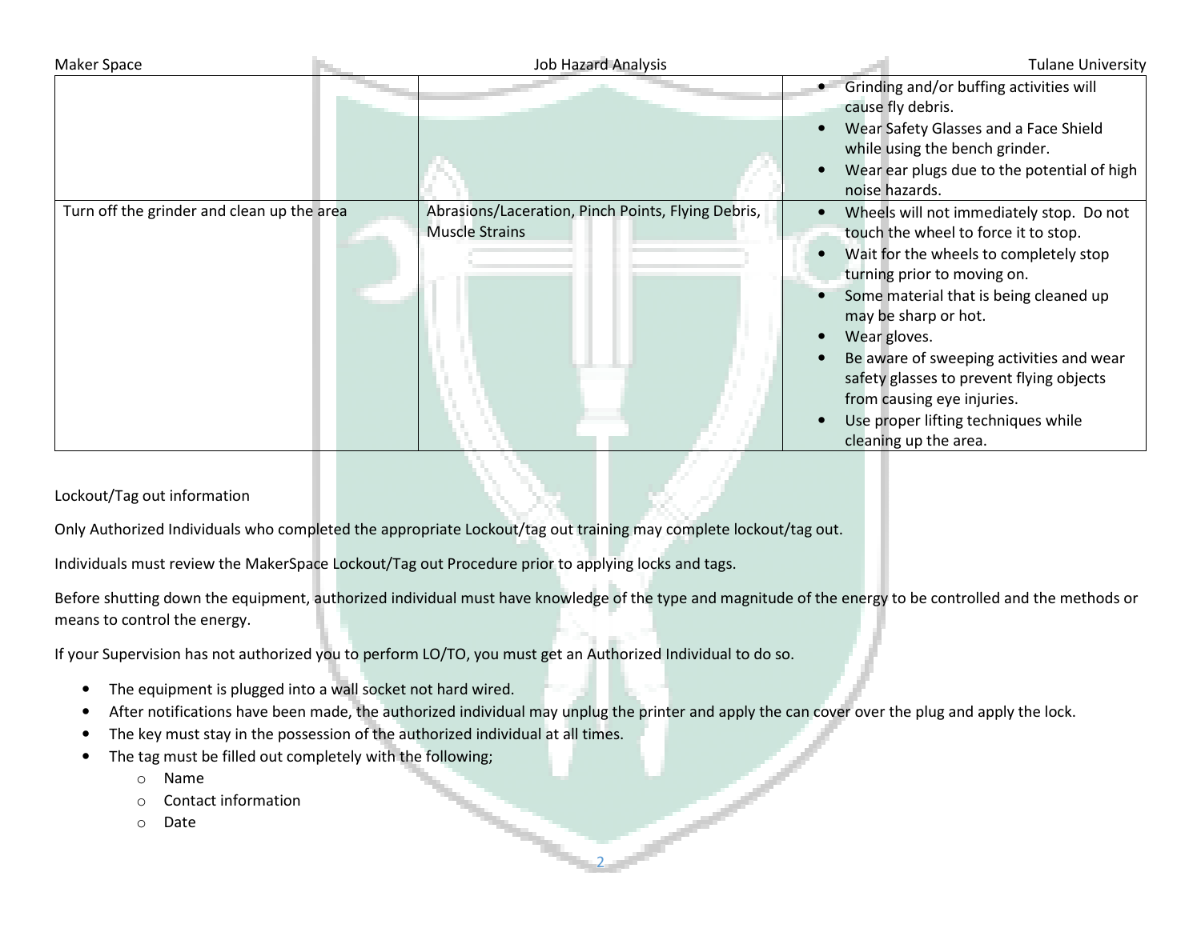| | | |
|---|---|---|
| | | • Grinding and/or buffing activities will cause fly debris.<br>• Wear Safety Glasses and a Face Shield while using the bench grinder.<br>• Wear ear plugs due to the potential of high noise hazards. |
| Turn off the grinder and clean up the area | Abrasions/Laceration, Pinch Points, Flying Debris, Muscle Strains | • Wheels will not immediately stop. Do not touch the wheel to force it to stop.<br>• Wait for the wheels to completely stop turning prior to moving on.<br>• Some material that is being cleaned up may be sharp or hot.<br>• Wear gloves.<br>• Be aware of sweeping activities and wear safety glasses to prevent flying objects from causing eye injuries.<br>• Use proper lifting techniques while cleaning up the area. |

Lockout/Tag out information

Only Authorized Individuals who completed the appropriate Lockout/tag out training may complete lockout/tag out.

Individuals must review the MakerSpace Lockout/Tag out Procedure prior to applying locks and tags.

Before shutting down the equipment, authorized individual must have knowledge of the type and magnitude of the energy to be controlled and the methods or means to control the energy.

If your Supervision has not authorized you to perform LO/TO, you must get an Authorized Individual to do so.

- The equipment is plugged into a wall socket not hard wired.
- After notifications have been made, the authorized individual may unplug the printer and apply the can cover over the plug and apply the lock.
- The key must stay in the possession of the authorized individual at all times.
- The tag must be filled out completely with the following;
    - Name
    - Contact information
    - Date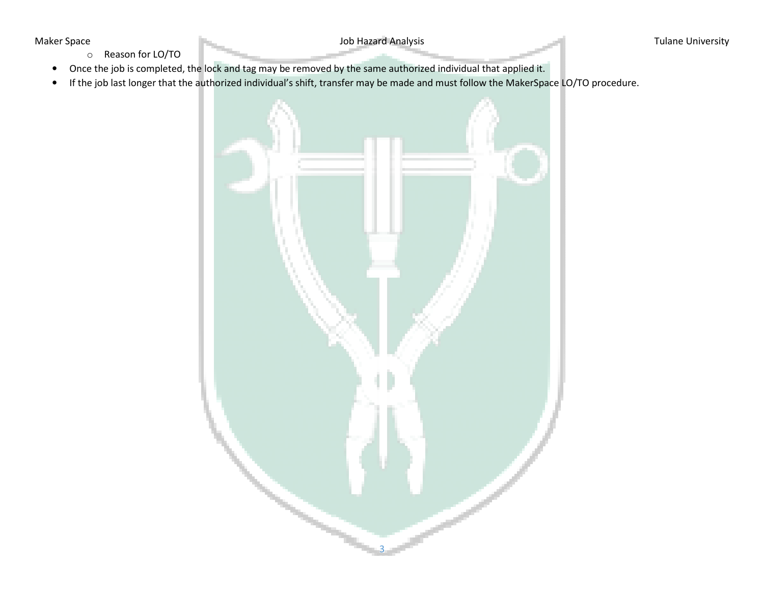- Reason for LO/TO
- Once the job is completed, the lock and tag may be removed by the same authorized individual that applied it.
- If the job last longer that the authorized individual's shift, transfer may be made and must follow the MakerSpace LO/TO procedure.